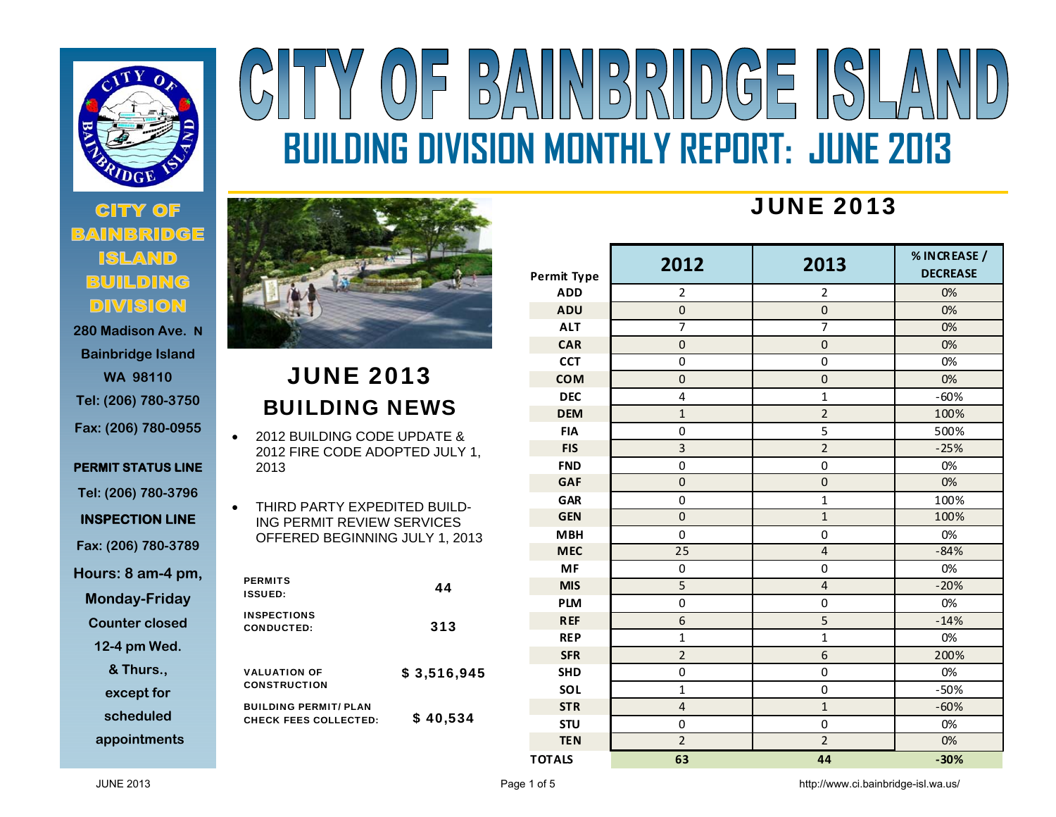# CITY OF BAINBRIDGE ISLAND

## BUILDING DIVISION MONTHLY REPORT: JUNE 2013

**CITY OF BAINBRIDGE ISLAND BUILDING DIVISION**

280 Madison Ave. N
Bainbridge Island
WA 98110
Tel: (206) 780-3750
Fax: (206) 780-0955

**PERMIT STATUS LINE**
Tel: (206) 780-3796

**INSPECTION LINE**
Fax: (206) 780-3789

Hours: 8 am-4 pm, Monday-Friday
Counter closed 12-4 pm Wed. & Thurs., except for scheduled appointments

## JUNE 2013 BUILDING NEWS

- 2012 BUILDING CODE UPDATE & 2012 FIRE CODE ADOPTED JULY 1, 2013
- THIRD PARTY EXPEDITED BUILDING PERMIT REVIEW SERVICES OFFERED BEGINNING JULY 1, 2013

| | |
|---|---|
| PERMITS ISSUED: | 44 |
| INSPECTIONS CONDUCTED: | 313 |
| VALUATION OF CONSTRUCTION | $ 3,516,945 |
| BUILDING PERMIT/ PLAN CHECK FEES COLLECTED: | $ 40,534 |

## JUNE 2013

| Permit Type | 2012 | 2013 | % INCREASE / DECREASE |
|---|---|---|---|
| ADD | 2 | 2 | 0% |
| ADU | 0 | 0 | 0% |
| ALT | 7 | 7 | 0% |
| CAR | 0 | 0 | 0% |
| CCT | 0 | 0 | 0% |
| COM | 0 | 0 | 0% |
| DEC | 4 | 1 | -60% |
| DEM | 1 | 2 | 100% |
| FIA | 0 | 5 | 500% |
| FIS | 3 | 2 | -25% |
| FND | 0 | 0 | 0% |
| GAF | 0 | 0 | 0% |
| GAR | 0 | 1 | 100% |
| GEN | 0 | 1 | 100% |
| MBH | 0 | 0 | 0% |
| MEC | 25 | 4 | -84% |
| MF | 0 | 0 | 0% |
| MIS | 5 | 4 | -20% |
| PLM | 0 | 0 | 0% |
| REF | 6 | 5 | -14% |
| REP | 1 | 1 | 0% |
| SFR | 2 | 6 | 200% |
| SHD | 0 | 0 | 0% |
| SOL | 1 | 0 | -50% |
| STR | 4 | 1 | -60% |
| STU | 0 | 0 | 0% |
| TEN | 2 | 2 | 0% |
| **TOTALS** | **63** | **44** | **-30%** |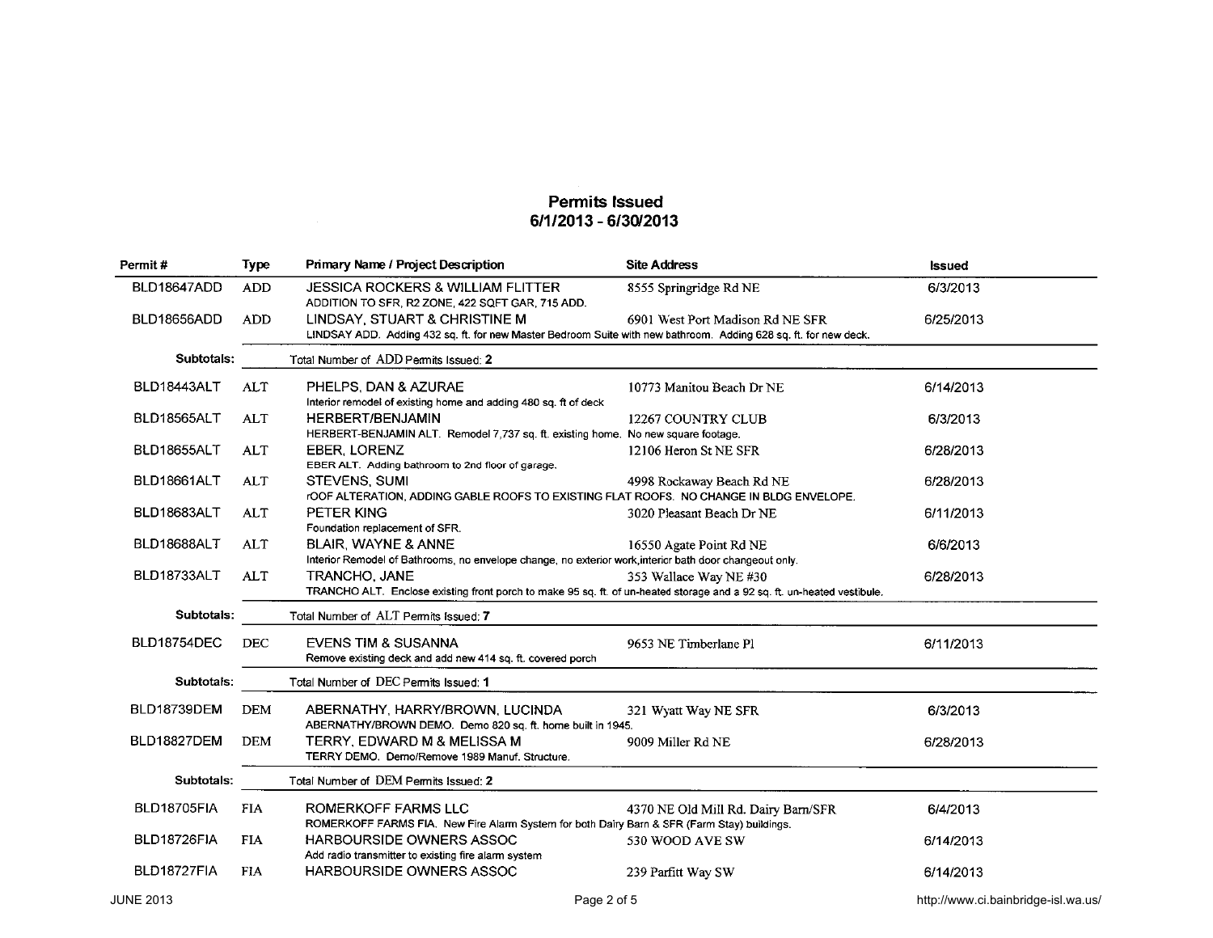# Permits Issued
## 6/1/2013 - 6/30/2013

| Permit # | Type | Primary Name / Project Description | Site Address | Issued |
|---|---|---|---|---|
| BLD18647ADD | ADD | JESSICA ROCKERS & WILLIAM FLITTER<br>ADDITION TO SFR, R2 ZONE, 422 SQFT GAR, 715 ADD. | 8555 Springridge Rd NE | 6/3/2013 |
| BLD18656ADD | ADD | LINDSAY, STUART & CHRISTINE M<br>LINDSAY ADD. Adding 432 sq. ft. for new Master Bedroom Suite with new bathroom. Adding 628 sq. ft. for new deck. | 6901 West Port Madison Rd NE SFR | 6/25/2013 |
| **Subtotals:** | | Total Number of ADD Permits Issued: **2** | | |
| BLD18443ALT | ALT | PHELPS, DAN & AZURAE<br>Interior remodel of existing home and adding 480 sq. ft of deck | 10773 Manitou Beach Dr NE | 6/14/2013 |
| BLD18565ALT | ALT | HERBERT/BENJAMIN<br>HERBERT-BENJAMIN ALT. Remodel 7,737 sq. ft. existing home. No new square footage. | 12267 COUNTRY CLUB | 6/3/2013 |
| BLD18655ALT | ALT | EBER, LORENZ<br>EBER ALT. Adding bathroom to 2nd floor of garage. | 12106 Heron St NE SFR | 6/28/2013 |
| BLD18661ALT | ALT | STEVENS, SUMI<br>rOOF ALTERATION, ADDING GABLE ROOFS TO EXISTING FLAT ROOFS. NO CHANGE IN BLDG ENVELOPE. | 4998 Rockaway Beach Rd NE | 6/28/2013 |
| BLD18683ALT | ALT | PETER KING<br>Foundation replacement of SFR. | 3020 Pleasant Beach Dr NE | 6/11/2013 |
| BLD18688ALT | ALT | BLAIR, WAYNE & ANNE<br>Interior Remodel of Bathrooms, no envelope change, no exterior work,interior bath door changeout only. | 16550 Agate Point Rd NE | 6/6/2013 |
| BLD18733ALT | ALT | TRANCHO, JANE<br>TRANCHO ALT. Enclose existing front porch to make 95 sq. ft. of un-heated storage and a 92 sq. ft. un-heated vestibule. | 353 Wallace Way NE #30 | 6/28/2013 |
| **Subtotals:** | | Total Number of ALT Permits Issued: **7** | | |
| BLD18754DEC | DEC | EVENS TIM & SUSANNA<br>Remove existing deck and add new 414 sq. ft. covered porch | 9653 NE Timberlane Pl | 6/11/2013 |
| **Subtotals:** | | Total Number of DEC Permits Issued: **1** | | |
| BLD18739DEM | DEM | ABERNATHY, HARRY/BROWN, LUCINDA<br>ABERNATHY/BROWN DEMO. Demo 820 sq. ft. home built in 1945. | 321 Wyatt Way NE SFR | 6/3/2013 |
| BLD18827DEM | DEM | TERRY, EDWARD M & MELISSA M<br>TERRY DEMO. Demo/Remove 1989 Manuf. Structure. | 9009 Miller Rd NE | 6/28/2013 |
| **Subtotals:** | | Total Number of DEM Permits Issued: **2** | | |
| BLD18705FIA | FIA | ROMERKOFF FARMS LLC<br>ROMERKOFF FARMS FIA. New Fire Alarm System for both Dairy Barn & SFR (Farm Stay) buildings. | 4370 NE Old Mill Rd. Dairy Barn/SFR | 6/4/2013 |
| BLD18726FIA | FIA | HARBOURSIDE OWNERS ASSOC<br>Add radio transmitter to existing fire alarm system | 530 WOOD AVE SW | 6/14/2013 |
| BLD18727FIA | FIA | HARBOURSIDE OWNERS ASSOC | 239 Parfitt Way SW | 6/14/2013 |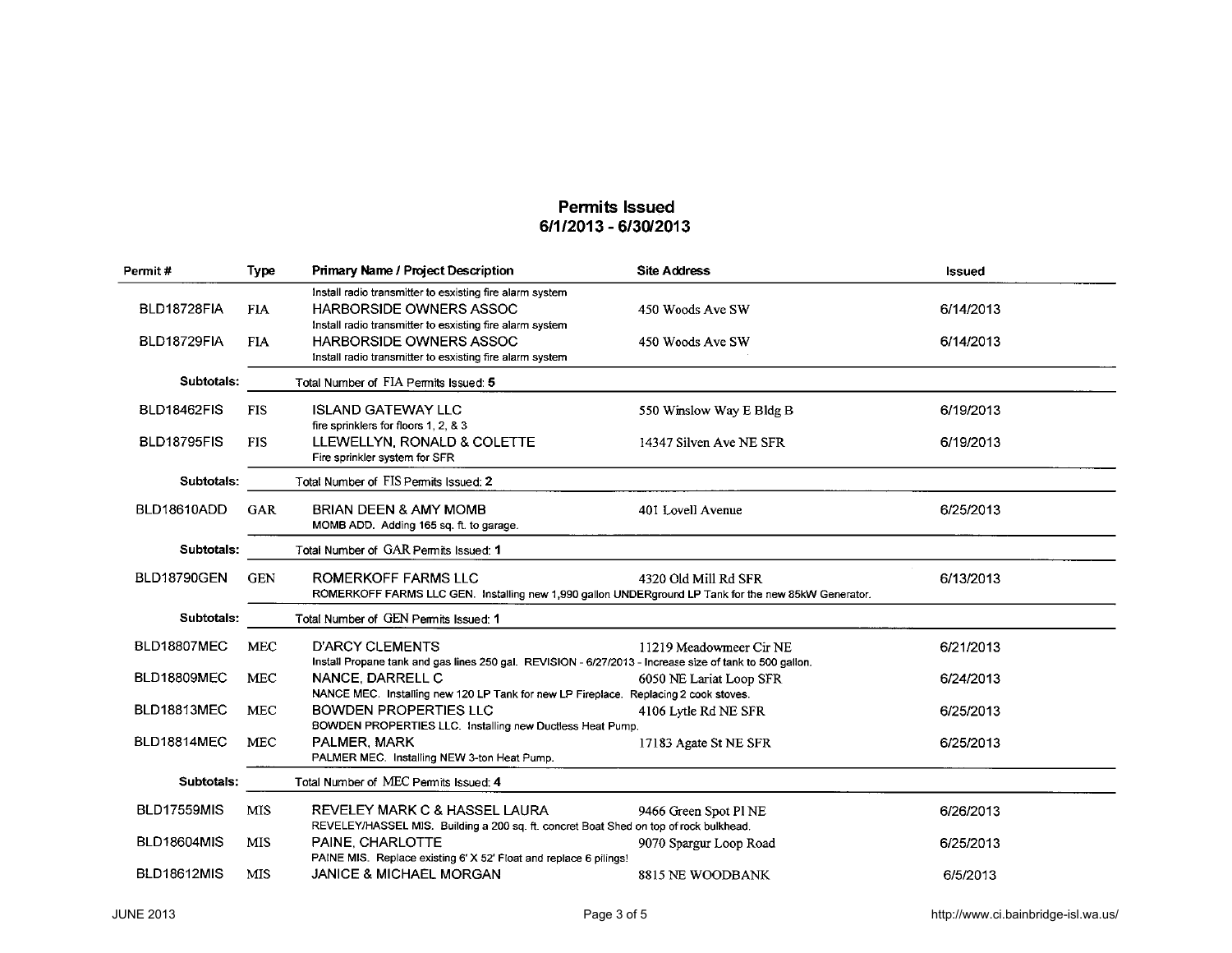## Permits Issued
## 6/1/2013 - 6/30/2013

| Permit # | Type | Primary Name / Project Description | Site Address | Issued |
|---|---|---|---|---|
| | | Install radio transmitter to esxisting fire alarm system | | |
| BLD18728FIA | FIA | HARBORSIDE OWNERS ASSOC<br>Install radio transmitter to esxisting fire alarm system | 450 Woods Ave SW | 6/14/2013 |
| BLD18729FIA | FIA | HARBORSIDE OWNERS ASSOC<br>Install radio transmitter to esxisting fire alarm system | 450 Woods Ave SW | 6/14/2013 |
| **Subtotals:** | | Total Number of FIA Permits Issued: **5** | | |
| BLD18462FIS | FIS | ISLAND GATEWAY LLC<br>fire sprinklers for floors 1, 2, & 3 | 550 Winslow Way E Bldg B | 6/19/2013 |
| BLD18795FIS | FIS | LLEWELLYN, RONALD & COLETTE<br>Fire sprinkler system for SFR | 14347 Silven Ave NE SFR | 6/19/2013 |
| **Subtotals:** | | Total Number of FIS Permits Issued: **2** | | |
| BLD18610ADD | GAR | BRIAN DEEN & AMY MOMB<br>MOMB ADD. Adding 165 sq. ft. to garage. | 401 Lovell Avenue | 6/25/2013 |
| **Subtotals:** | | Total Number of GAR Permits Issued: **1** | | |
| BLD18790GEN | GEN | ROMERKOFF FARMS LLC<br>ROMERKOFF FARMS LLC GEN. Installing new 1,990 gallon UNDERground LP Tank for the new 85kW Generator. | 4320 Old Mill Rd SFR | 6/13/2013 |
| **Subtotals:** | | Total Number of GEN Permits Issued: **1** | | |
| BLD18807MEC | MEC | D'ARCY CLEMENTS<br>Install Propane tank and gas lines 250 gal. REVISION - 6/27/2013 - Increase size of tank to 500 gallon. | 11219 Meadowmeer Cir NE | 6/21/2013 |
| BLD18809MEC | MEC | NANCE, DARRELL C<br>NANCE MEC. Installing new 120 LP Tank for new LP Fireplace. Replacing 2 cook stoves. | 6050 NE Lariat Loop SFR | 6/24/2013 |
| BLD18813MEC | MEC | BOWDEN PROPERTIES LLC<br>BOWDEN PROPERTIES LLC. Installing new Ductless Heat Pump. | 4106 Lytle Rd NE SFR | 6/25/2013 |
| BLD18814MEC | MEC | PALMER, MARK<br>PALMER MEC. Installing NEW 3-ton Heat Pump. | 17183 Agate St NE SFR | 6/25/2013 |
| **Subtotals:** | | Total Number of MEC Permits Issued: **4** | | |
| BLD17559MIS | MIS | REVELEY MARK C & HASSEL LAURA<br>REVELEY/HASSEL MIS. Building a 200 sq. ft. concret Boat Shed on top of rock bulkhead. | 9466 Green Spot Pl NE | 6/26/2013 |
| BLD18604MIS | MIS | PAINE, CHARLOTTE<br>PAINE MIS. Replace existing 6' X 52' Float and replace 6 pilings! | 9070 Spargur Loop Road | 6/25/2013 |
| BLD18612MIS | MIS | JANICE & MICHAEL MORGAN | 8815 NE WOODBANK | 6/5/2013 |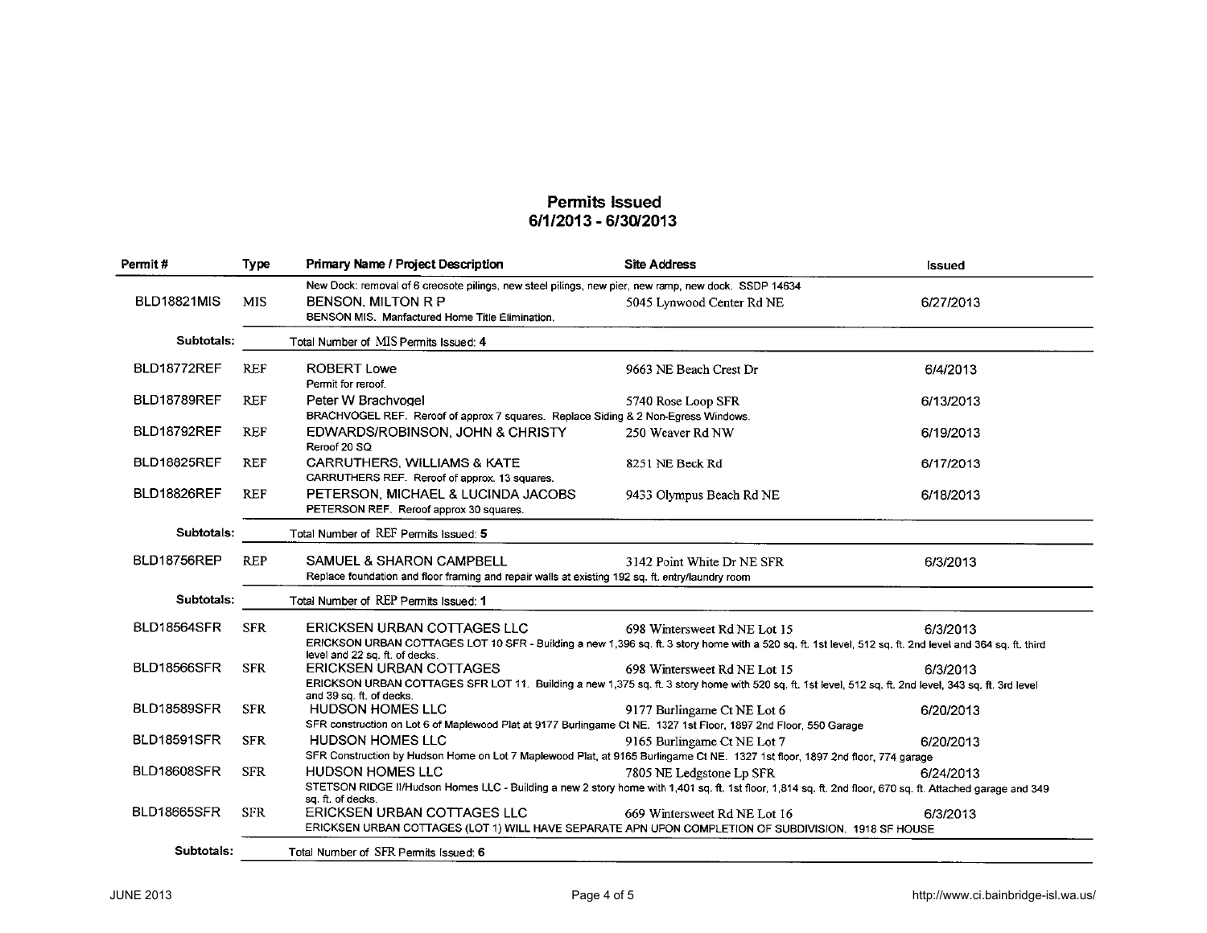## Permits Issued
## 6/1/2013 - 6/30/2013

| Permit # | Type | Primary Name / Project Description | Site Address | Issued |
|---|---|---|---|---|
| | | New Dock: removal of 6 creosote pilings, new steel pilings, new pier, new ramp, new dock. SSDP 14634 | | |
| BLD18821MIS | MIS | BENSON, MILTON R P<br>BENSON MIS. Manfactured Home Title Elimination. | 5045 Lynwood Center Rd NE | 6/27/2013 |
| **Subtotals:** | | Total Number of MIS Permits Issued: **4** | | |
| BLD18772REF | REF | ROBERT Lowe<br>Permit for reroof. | 9663 NE Beach Crest Dr | 6/4/2013 |
| BLD18789REF | REF | Peter W Brachvogel<br>BRACHVOGEL REF. Reroof of approx 7 squares. Replace Siding & 2 Non-Egress Windows. | 5740 Rose Loop SFR | 6/13/2013 |
| BLD18792REF | REF | EDWARDS/ROBINSON, JOHN & CHRISTY<br>Reroof 20 SQ | 250 Weaver Rd NW | 6/19/2013 |
| BLD18825REF | REF | CARRUTHERS, WILLIAMS & KATE<br>CARRUTHERS REF. Reroof of approx. 13 squares. | 8251 NE Beck Rd | 6/17/2013 |
| BLD18826REF | REF | PETERSON, MICHAEL & LUCINDA JACOBS<br>PETERSON REF. Reroof approx 30 squares. | 9433 Olympus Beach Rd NE | 6/18/2013 |
| **Subtotals:** | | Total Number of REF Permits Issued: **5** | | |
| BLD18756REP | REP | SAMUEL & SHARON CAMPBELL<br>Replace foundation and floor framing and repair walls at existing 192 sq. ft. entry/laundry room | 3142 Point White Dr NE SFR | 6/3/2013 |
| **Subtotals:** | | Total Number of REP Permits Issued: **1** | | |
| BLD18564SFR | SFR | ERICKSEN URBAN COTTAGES LLC<br>ERICKSON URBAN COTTAGES LOT 10 SFR - Building a new 1,396 sq. ft. 3 story home with a 520 sq. ft. 1st level, 512 sq. ft. 2nd level and 364 sq. ft. third level and 22 sq. ft. of decks. | 698 Wintersweet Rd NE Lot 15 | 6/3/2013 |
| BLD18566SFR | SFR | ERICKSEN URBAN COTTAGES<br>ERICKSON URBAN COTTAGES SFR LOT 11. Building a new 1,375 sq. ft. 3 story home with 520 sq. ft. 1st level, 512 sq. ft. 2nd level, 343 sq. ft. 3rd level and 39 sq. ft. of decks. | 698 Wintersweet Rd NE Lot 15 | 6/3/2013 |
| BLD18589SFR | SFR | HUDSON HOMES LLC<br>SFR construction on Lot 6 of Maplewood Plat at 9177 Burlingame Ct NE. 1327 1st Floor, 1897 2nd Floor, 550 Garage | 9177 Burlingame Ct NE Lot 6 | 6/20/2013 |
| BLD18591SFR | SFR | HUDSON HOMES LLC<br>SFR Construction by Hudson Home on Lot 7 Maplewood Plat, at 9165 Burlingame Ct NE. 1327 1st floor, 1897 2nd floor, 774 garage | 9165 Burlingame Ct NE Lot 7 | 6/20/2013 |
| BLD18608SFR | SFR | HUDSON HOMES LLC<br>STETSON RIDGE II/Hudson Homes LLC - Building a new 2 story home with 1,401 sq. ft. 1st floor, 1,814 sq. ft. 2nd floor, 670 sq. ft. Attached garage and 349 sq. ft. of decks. | 7805 NE Ledgstone Lp SFR | 6/24/2013 |
| BLD18665SFR | SFR | ERICKSEN URBAN COTTAGES LLC<br>ERICKSEN URBAN COTTAGES (LOT 1) WILL HAVE SEPARATE APN UPON COMPLETION OF SUBDIVISION. 1918 SF HOUSE | 669 Wintersweet Rd NE Lot 16 | 6/3/2013 |
| **Subtotals:** | | Total Number of SFR Permits Issued: **6** | | |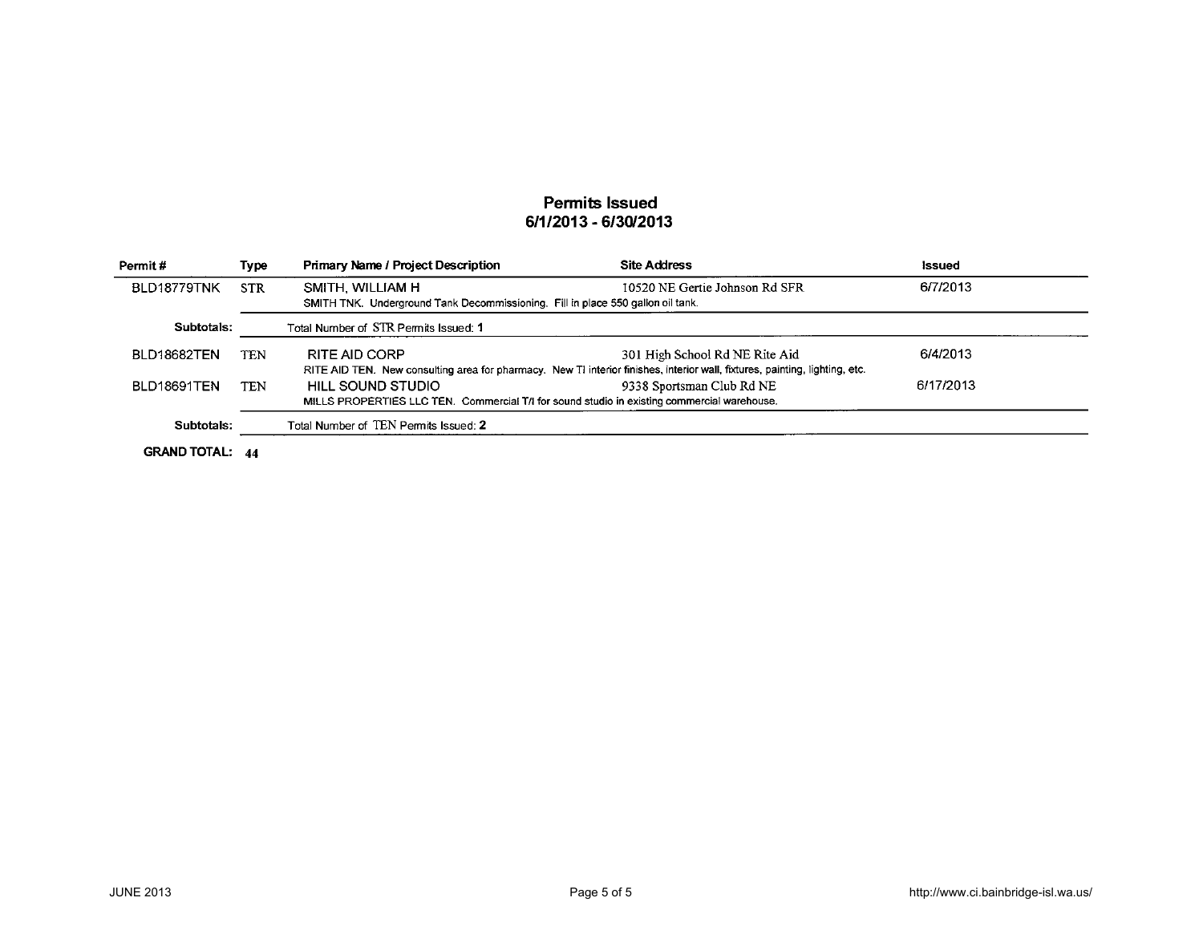## Permits Issued
## 6/1/2013 - 6/30/2013

| Permit # | Type | Primary Name / Project Description | Site Address | Issued |
|---|---|---|---|---|
| BLD18779TNK | STR | SMITH, WILLIAM H<br>SMITH TNK. Underground Tank Decommissioning. Fill in place 550 gallon oil tank. | 10520 NE Gertie Johnson Rd SFR | 6/7/2013 |
| Subtotals: | | Total Number of STR Permits Issued: **1** | | |
| BLD18682TEN | TEN | RITE AID CORP<br>RITE AID TEN. New consulting area for pharmacy. New TI interior finishes, interior wall, fixtures, painting, lighting, etc. | 301 High School Rd NE Rite Aid | 6/4/2013 |
| BLD18691TEN | TEN | HILL SOUND STUDIO<br>MILLS PROPERTIES LLC TEN. Commercial T/I for sound studio in existing commercial warehouse. | 9338 Sportsman Club Rd NE | 6/17/2013 |
| Subtotals: | | Total Number of TEN Permits Issued: **2** | | |

**GRAND TOTAL: 44**